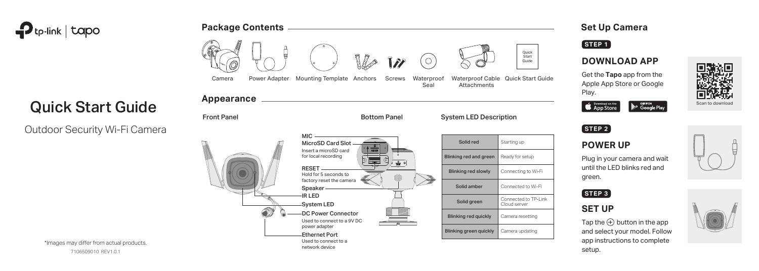tp-link | tapo

# Quick Start Guide

Outdoor Security Wi-Fi Camera

\*Images may differ from actual products.

7106509010 REV1.0.1

## Package Contents

Camera | Power Adapter | Mounting Template | Anchors | Screws | Waterproof Seal | Waterproof Cable Attachments | Quick Start Guide

## Appearance

### Front Panel

### Bottom Panel

- **MIC**
- **MicroSD Card Slot** – Insert a microSD card for local recording
- **RESET** – Hold for 5 seconds to factory reset the camera
- **Speaker**
- **IR LED**
- **System LED**
- **DC Power Connector** – Used to connect to a 9V DC power adapter
- **Ethernet Port** – Used to connect to a network device

### System LED Description

| LED | Status |
| --- | --- |
| Solid red | Starting up |
| Blinking red and green | Ready for setup |
| Blinking red slowly | Connecting to Wi-Fi |
| Solid amber | Connected to Wi-Fi |
| Solid green | Connected to TP-Link Cloud server |
| Blinking red quickly | Camera resetting |
| Blinking green quickly | Camera updating |

## Set Up Camera

### STEP 1

### DOWNLOAD APP

Get the **Tapo** app from the Apple App Store or Google Play.

Download on the App Store | GET IT ON Google Play

Scan to download

### STEP 2

### POWER UP

Plug in your camera and wait until the LED blinks red and green.

### STEP 3

### SET UP

Tap the ⊕ button in the app and select your model. Follow app instructions to complete setup.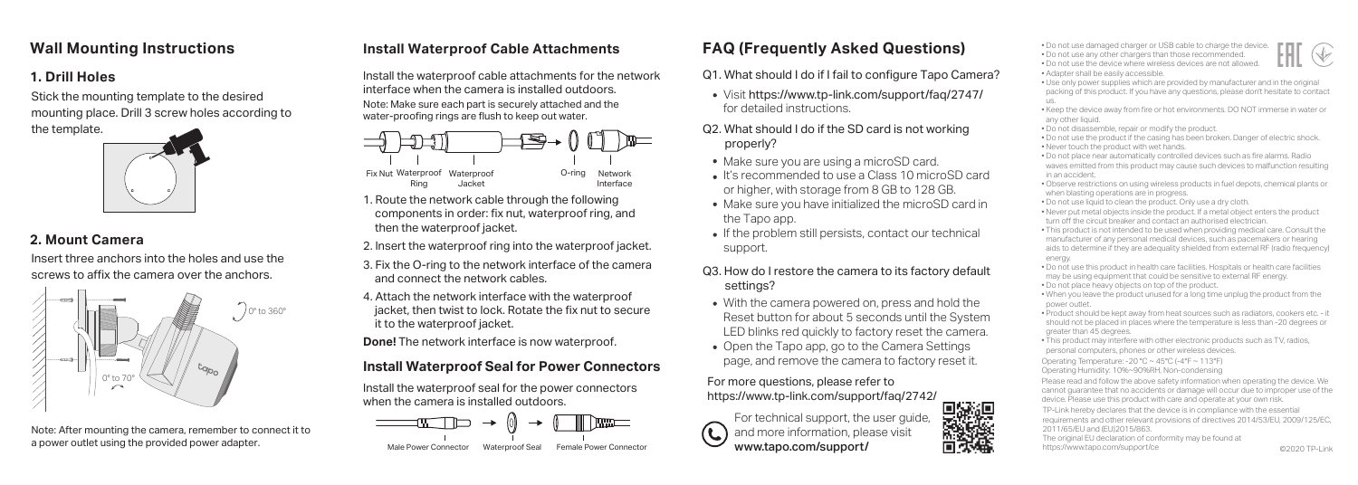## Wall Mounting Instructions

### 1. Drill Holes

Stick the mounting template to the desired mounting place. Drill 3 screw holes according to the template.

### 2. Mount Camera

Insert three anchors into the holes and use the screws to affix the camera over the anchors.

0° to 360°

0° to 70°

Note: After mounting the camera, remember to connect it to a power outlet using the provided power adapter.

## Install Waterproof Cable Attachments

Install the waterproof cable attachments for the network interface when the camera is installed outdoors.
Note: Make sure each part is securely attached and the water-proofing rings are flush to keep out water.

Fix Nut
Waterproof Ring
Waterproof Jacket
O-ring
Network Interface

1. Route the network cable through the following components in order: fix nut, waterproof ring, and then the waterproof jacket.
2. Insert the waterproof ring into the waterproof jacket.
3. Fix the O-ring to the network interface of the camera and connect the network cables.
4. Attach the network interface with the waterproof jacket, then twist to lock. Rotate the fix nut to secure it to the waterproof jacket.

**Done!** The network interface is now waterproof.

## Install Waterproof Seal for Power Connectors

Install the waterproof seal for the power connectors when the camera is installed outdoors.

Male Power Connector
Waterproof Seal
Female Power Connector

## FAQ (Frequently Asked Questions)

Q1. What should I do if I fail to configure Tapo Camera?

- Visit https://www.tp-link.com/support/faq/2747/ for detailed instructions.

Q2. What should I do if the SD card is not working properly?

- Make sure you are using a microSD card.
- It's recommended to use a Class 10 microSD card or higher, with storage from 8 GB to 128 GB.
- Make sure you have initialized the microSD card in the Tapo app.
- If the problem still persists, contact our technical support.

Q3. How do I restore the camera to its factory default settings?

- With the camera powered on, press and hold the Reset button for about 5 seconds until the System LED blinks red quickly to factory reset the camera.
- Open the Tapo app, go to the Camera Settings page, and remove the camera to factory reset it.

For more questions, please refer to
https://www.tp-link.com/support/faq/2742/

For technical support, the user guide, and more information, please visit **www.tapo.com/support/**

- Do not use damaged charger or USB cable to charge the device.
- Do not use any other chargers than those recommended.
- Do not use the device where wireless devices are not allowed.
- Adapter shall be easily accessible.
- Use only power supplies which are provided by manufacturer and in the original packing of this product. If you have any questions, please don't hesitate to contact us.
- Keep the device away from fire or hot environments. DO NOT immerse in water or any other liquid.
- Do not disassemble, repair or modify the product.
- Do not use the product if the casing has been broken. Danger of electric shock.
- Never touch the product with wet hands.
- Do not place near automatically controlled devices such as fire alarms. Radio waves emitted from this product may cause such devices to malfunction resulting in an accident.
- Observe restrictions on using wireless products in fuel depots, chemical plants or when blasting operations are in progress.
- Do not use liquid to clean the product. Only use a dry cloth.
- Never put metal objects inside the product. If a metal object enters the product turn off the circuit breaker and contact an authorised electrician.
- This product is not intended to be used when providing medical care. Consult the manufacturer of any personal medical devices, such as pacemakers or hearing aids to determine if they are adequality shielded from external RF (radio frequency) energy.
- Do not use this product in health care facilities. Hospitals or health care facilities may be using equipment that could be sensitive to external RF energy.
- Do not place heavy objects on top of the product.
- When you leave the product unused for a long time unplug the product from the power outlet.
- Product should be kept away from heat sources such as radiators, cookers etc. - it should not be placed in places where the temperature is less than -20 degrees or greater than 45 degrees.
- This product may interfere with other electronic products such as TV, radios, personal computers, phones or other wireless devices.

Operating Temperature: -20 °C ~ 45°C (-4°F ~ 113°F)
Operating Humidity: 10%~90%RH, Non-condensing

Please read and follow the above safety information when operating the device. We cannot guarantee that no accidents or damage will occur due to improper use of the device. Please use this product with care and operate at your own risk.

TP-Link hereby declares that the device is in compliance with the essential requirements and other relevant provisions of directives 2014/53/EU, 2009/125/EC, 2011/65/EU and (EU)2015/863.
The original EU declaration of conformity may be found at https://www.tapo.com/support/ce

©2020 TP-Link